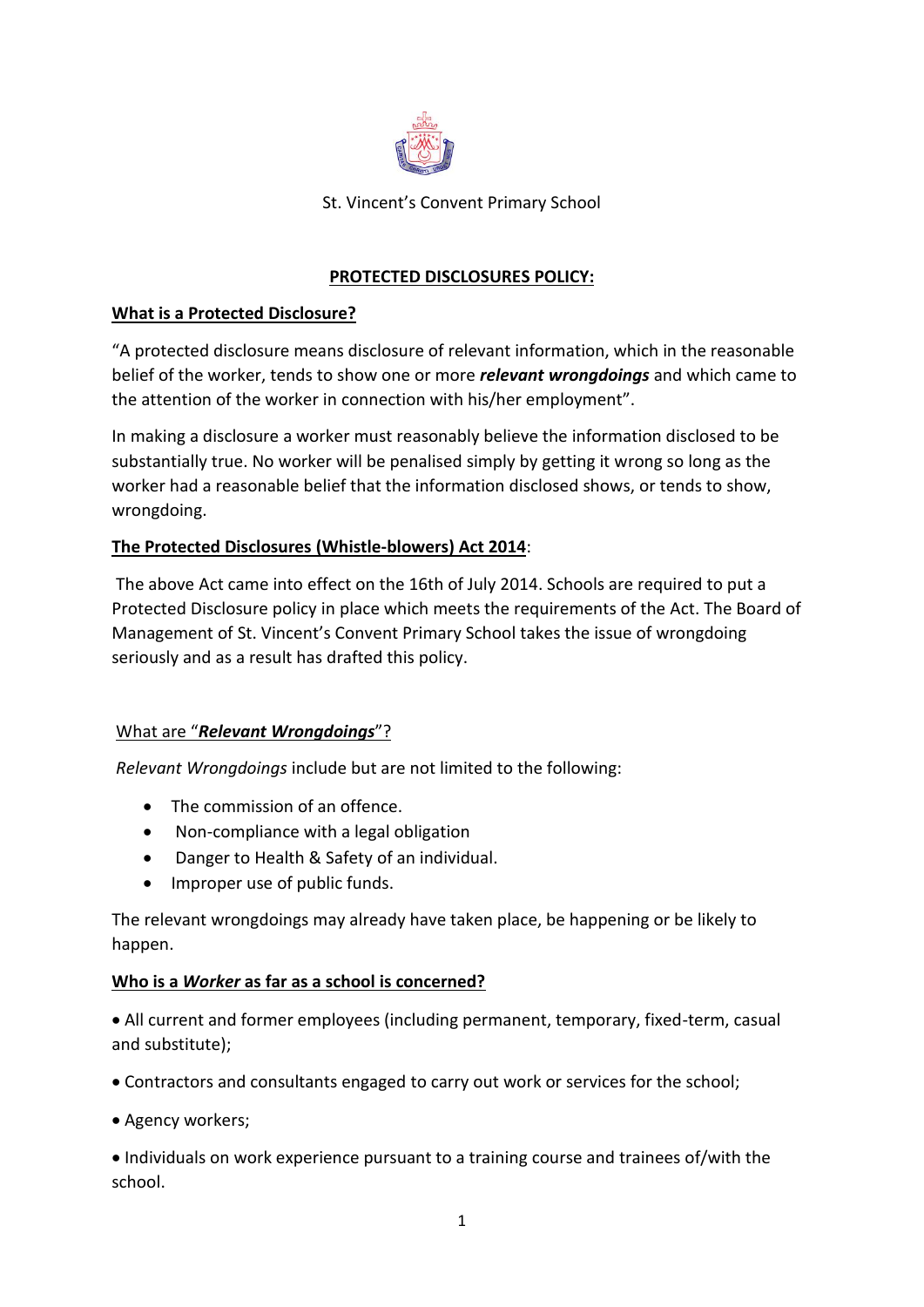St. Vincent's Convent Primary School

# PROTECTED DISCLOSURES POLICY:

## What is a Protected Disclosure?

"A protected disclosure means disclosure of relevant information, which in the reasonable belief of the worker, tends to show one or more ***relevant wrongdoings*** and which came to the attention of the worker in connection with his/her employment".

In making a disclosure a worker must reasonably believe the information disclosed to be substantially true. No worker will be penalised simply by getting it wrong so long as the worker had a reasonable belief that the information disclosed shows, or tends to show, wrongdoing.

## The Protected Disclosures (Whistle-blowers) Act 2014:

The above Act came into effect on the 16th of July 2014. Schools are required to put a Protected Disclosure policy in place which meets the requirements of the Act. The Board of Management of St. Vincent's Convent Primary School takes the issue of wrongdoing seriously and as a result has drafted this policy.

## What are "*Relevant Wrongdoings*"?

*Relevant Wrongdoings* include but are not limited to the following:

- The commission of an offence.
- Non-compliance with a legal obligation
- Danger to Health & Safety of an individual.
- Improper use of public funds.

The relevant wrongdoings may already have taken place, be happening or be likely to happen.

## Who is a *Worker* as far as a school is concerned?

- All current and former employees (including permanent, temporary, fixed-term, casual and substitute);
- Contractors and consultants engaged to carry out work or services for the school;
- Agency workers;
- Individuals on work experience pursuant to a training course and trainees of/with the school.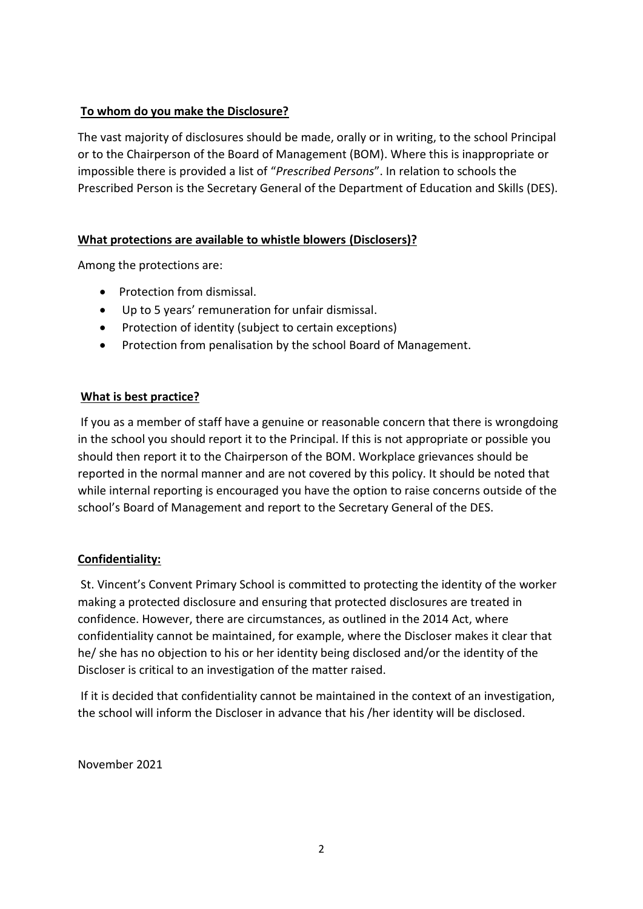**To whom do you make the Disclosure?**

The vast majority of disclosures should be made, orally or in writing, to the school Principal or to the Chairperson of the Board of Management (BOM). Where this is inappropriate or impossible there is provided a list of "*Prescribed Persons*". In relation to schools the Prescribed Person is the Secretary General of the Department of Education and Skills (DES).

**What protections are available to whistle blowers (Disclosers)?**

Among the protections are:

- Protection from dismissal.
- Up to 5 years' remuneration for unfair dismissal.
- Protection of identity (subject to certain exceptions)
- Protection from penalisation by the school Board of Management.

**What is best practice?**

If you as a member of staff have a genuine or reasonable concern that there is wrongdoing in the school you should report it to the Principal. If this is not appropriate or possible you should then report it to the Chairperson of the BOM. Workplace grievances should be reported in the normal manner and are not covered by this policy. It should be noted that while internal reporting is encouraged you have the option to raise concerns outside of the school's Board of Management and report to the Secretary General of the DES.

**Confidentiality:**

St. Vincent's Convent Primary School is committed to protecting the identity of the worker making a protected disclosure and ensuring that protected disclosures are treated in confidence. However, there are circumstances, as outlined in the 2014 Act, where confidentiality cannot be maintained, for example, where the Discloser makes it clear that he/ she has no objection to his or her identity being disclosed and/or the identity of the Discloser is critical to an investigation of the matter raised.

If it is decided that confidentiality cannot be maintained in the context of an investigation, the school will inform the Discloser in advance that his /her identity will be disclosed.

November 2021